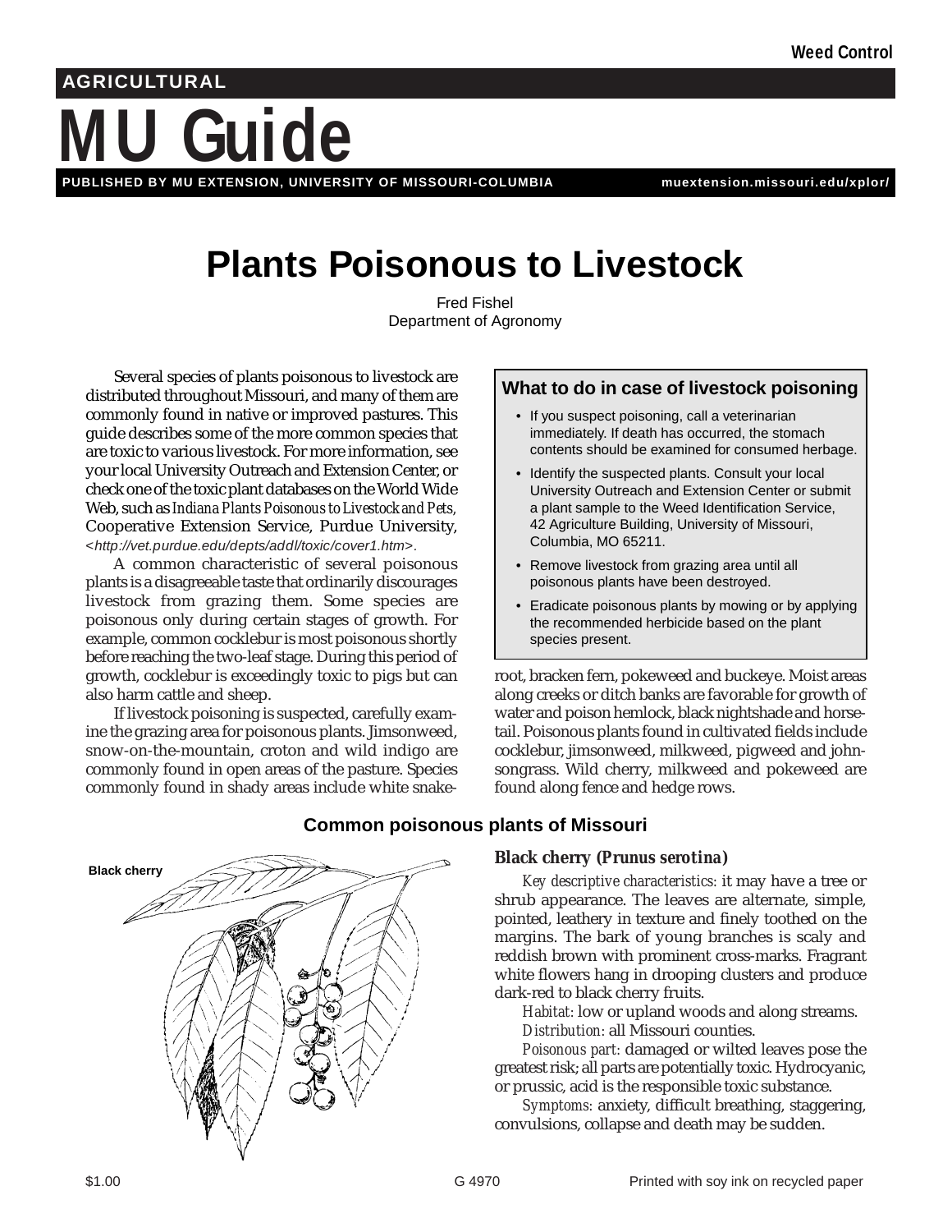Weed Control

AGRICULTURAL

# MU Guide

PUBLISHED BY MU EXTENSION, UNIVERSITY OF MISSOURI-COLUMBIA    muextension.missouri.edu/xplor/

# Plants Poisonous to Livestock

Fred Fishel
Department of Agronomy

Several species of plants poisonous to livestock are distributed throughout Missouri, and many of them are commonly found in native or improved pastures. This guide describes some of the more common species that are toxic to various livestock. For more information, see your local University Outreach and Extension Center, or check one of the toxic plant databases on the World Wide Web, such as *Indiana Plants Poisonous to Livestock and Pets,* Cooperative Extension Service, Purdue University, <*http://vet.purdue.edu/depts/addl/toxic/cover1.htm*>.

A common characteristic of several poisonous plants is a disagreeable taste that ordinarily discourages livestock from grazing them. Some species are poisonous only during certain stages of growth. For example, common cocklebur is most poisonous shortly before reaching the two-leaf stage. During this period of growth, cocklebur is exceedingly toxic to pigs but can also harm cattle and sheep.

If livestock poisoning is suspected, carefully examine the grazing area for poisonous plants. Jimsonweed, snow-on-the-mountain, croton and wild indigo are commonly found in open areas of the pasture. Species commonly found in shady areas include white snakeroot, bracken fern, pokeweed and buckeye. Moist areas along creeks or ditch banks are favorable for growth of water and poison hemlock, black nightshade and horsetail. Poisonous plants found in cultivated fields include cocklebur, jimsonweed, milkweed, pigweed and johnsongrass. Wild cherry, milkweed and pokeweed are found along fence and hedge rows.

### What to do in case of livestock poisoning

- If you suspect poisoning, call a veterinarian immediately. If death has occurred, the stomach contents should be examined for consumed herbage.
- Identify the suspected plants. Consult your local University Outreach and Extension Center or submit a plant sample to the Weed Identification Service, 42 Agriculture Building, University of Missouri, Columbia, MO 65211.
- Remove livestock from grazing area until all poisonous plants have been destroyed.
- Eradicate poisonous plants by mowing or by applying the recommended herbicide based on the plant species present.

## Common poisonous plants of Missouri

Black cherry

### Black cherry (*Prunus serotina*)

*Key descriptive characteristics:* it may have a tree or shrub appearance. The leaves are alternate, simple, pointed, leathery in texture and finely toothed on the margins. The bark of young branches is scaly and reddish brown with prominent cross-marks. Fragrant white flowers hang in drooping clusters and produce dark-red to black cherry fruits.

*Habitat:* low or upland woods and along streams.

*Distribution:* all Missouri counties.

*Poisonous part:* damaged or wilted leaves pose the greatest risk; all parts are potentially toxic. Hydrocyanic, or prussic, acid is the responsible toxic substance.

*Symptoms:* anxiety, difficult breathing, staggering, convulsions, collapse and death may be sudden.

$1.00    G 4970    Printed with soy ink on recycled paper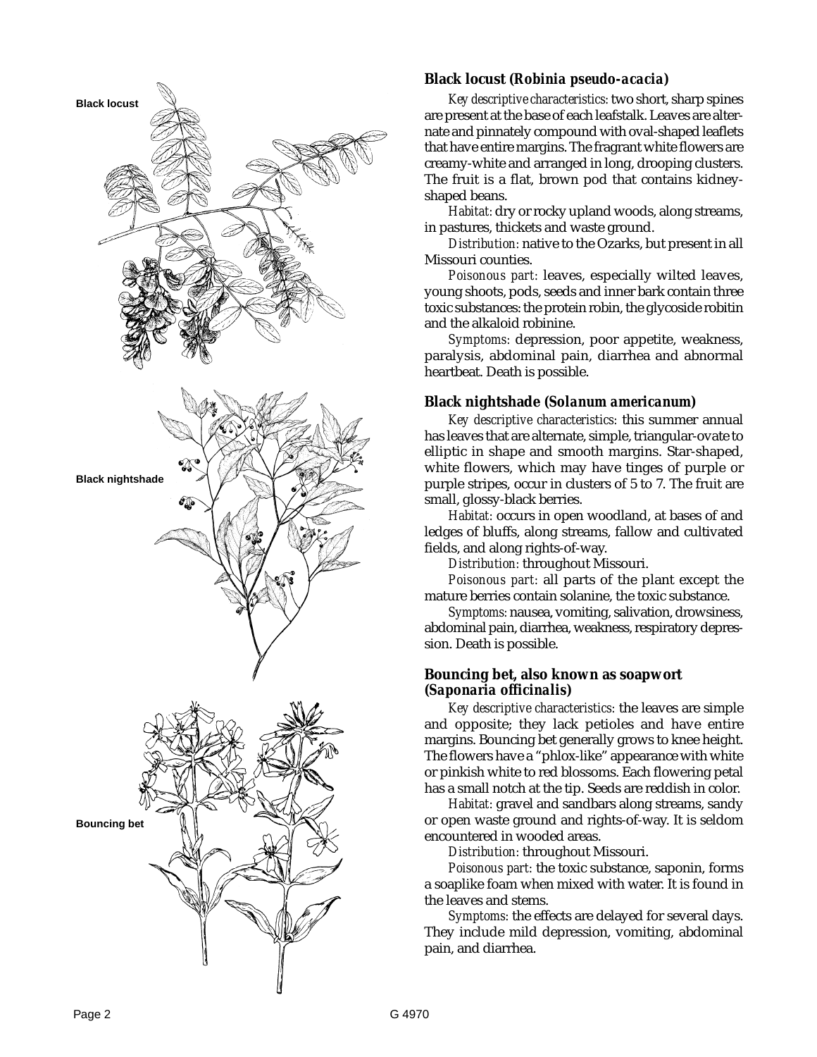### Black locust (*Robinia pseudo-acacia*)

*Key descriptive characteristics:* two short, sharp spines are present at the base of each leafstalk. Leaves are alternate and pinnately compound with oval-shaped leaflets that have entire margins. The fragrant white flowers are creamy-white and arranged in long, drooping clusters. The fruit is a flat, brown pod that contains kidney-shaped beans.

*Habitat:* dry or rocky upland woods, along streams, in pastures, thickets and waste ground.

*Distribution:* native to the Ozarks, but present in all Missouri counties.

*Poisonous part:* leaves, especially wilted leaves, young shoots, pods, seeds and inner bark contain three toxic substances: the protein robin, the glycoside robitin and the alkaloid robinine.

*Symptoms:* depression, poor appetite, weakness, paralysis, abdominal pain, diarrhea and abnormal heartbeat. Death is possible.

### Black nightshade (*Solanum americanum*)

*Key descriptive characteristics:* this summer annual has leaves that are alternate, simple, triangular-ovate to elliptic in shape and smooth margins. Star-shaped, white flowers, which may have tinges of purple or purple stripes, occur in clusters of 5 to 7. The fruit are small, glossy-black berries.

*Habitat:* occurs in open woodland, at bases of and ledges of bluffs, along streams, fallow and cultivated fields, and along rights-of-way.

*Distribution:* throughout Missouri.

*Poisonous part:* all parts of the plant except the mature berries contain solanine, the toxic substance.

*Symptoms:* nausea, vomiting, salivation, drowsiness, abdominal pain, diarrhea, weakness, respiratory depression. Death is possible.

### Bouncing bet, also known as soapwort (*Saponaria officinalis*)

*Key descriptive characteristics:* the leaves are simple and opposite; they lack petioles and have entire margins. Bouncing bet generally grows to knee height. The flowers have a "phlox-like" appearance with white or pinkish white to red blossoms. Each flowering petal has a small notch at the tip. Seeds are reddish in color.

*Habitat:* gravel and sandbars along streams, sandy or open waste ground and rights-of-way. It is seldom encountered in wooded areas.

*Distribution:* throughout Missouri.

*Poisonous part:* the toxic substance, saponin, forms a soaplike foam when mixed with water. It is found in the leaves and stems.

*Symptoms:* the effects are delayed for several days. They include mild depression, vomiting, abdominal pain, and diarrhea.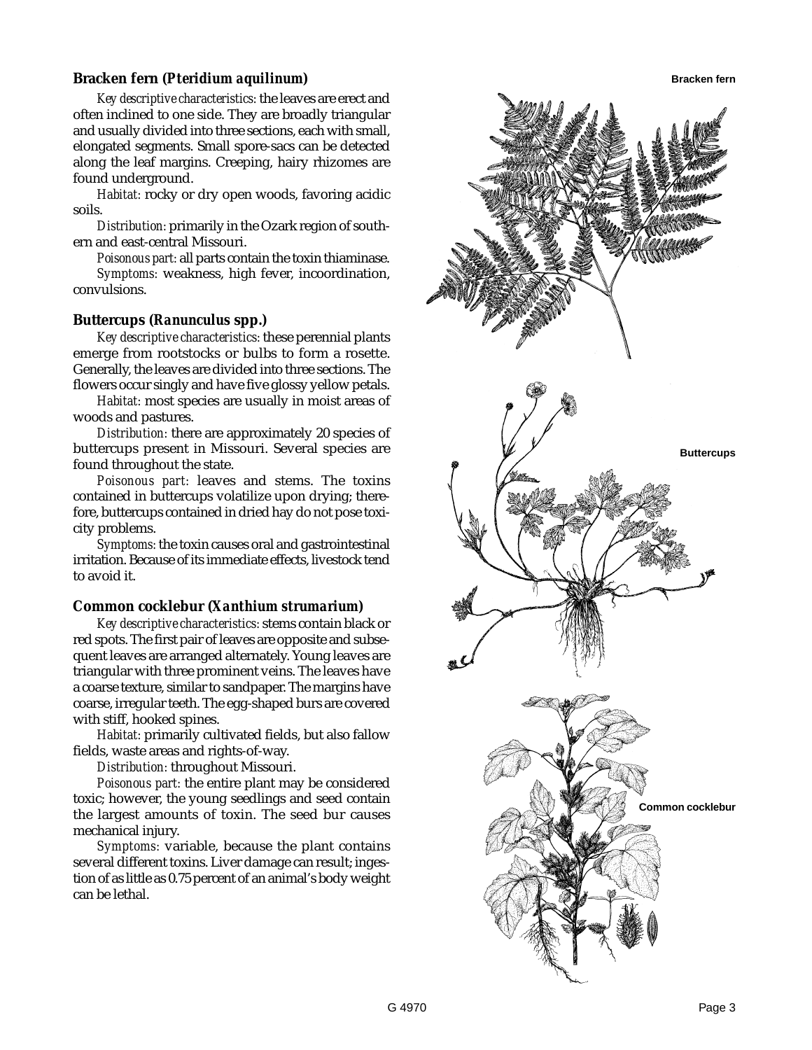### Bracken fern (*Pteridium aquilinum*)

*Key descriptive characteristics:* the leaves are erect and often inclined to one side. They are broadly triangular and usually divided into three sections, each with small, elongated segments. Small spore-sacs can be detected along the leaf margins. Creeping, hairy rhizomes are found underground.

*Habitat:* rocky or dry open woods, favoring acidic soils.

*Distribution:* primarily in the Ozark region of southern and east-central Missouri.

*Poisonous part:* all parts contain the toxin thiaminase.

*Symptoms:* weakness, high fever, incoordination, convulsions.

### Buttercups (*Ranunculus* spp.)

*Key descriptive characteristics:* these perennial plants emerge from rootstocks or bulbs to form a rosette. Generally, the leaves are divided into three sections. The flowers occur singly and have five glossy yellow petals.

*Habitat:* most species are usually in moist areas of woods and pastures.

*Distribution:* there are approximately 20 species of buttercups present in Missouri. Several species are found throughout the state.

*Poisonous part:* leaves and stems. The toxins contained in buttercups volatilize upon drying; therefore, buttercups contained in dried hay do not pose toxicity problems.

*Symptoms:* the toxin causes oral and gastrointestinal irritation. Because of its immediate effects, livestock tend to avoid it.

### Common cocklebur (*Xanthium strumarium*)

*Key descriptive characteristics:* stems contain black or red spots. The first pair of leaves are opposite and subsequent leaves are arranged alternately. Young leaves are triangular with three prominent veins. The leaves have a coarse texture, similar to sandpaper. The margins have coarse, irregular teeth. The egg-shaped burs are covered with stiff, hooked spines.

*Habitat:* primarily cultivated fields, but also fallow fields, waste areas and rights-of-way.

*Distribution:* throughout Missouri.

*Poisonous part:* the entire plant may be considered toxic; however, the young seedlings and seed contain the largest amounts of toxin. The seed bur causes mechanical injury.

*Symptoms:* variable, because the plant contains several different toxins. Liver damage can result; ingestion of as little as 0.75 percent of an animal's body weight can be lethal.

Bracken fern

Buttercups

Common cocklebur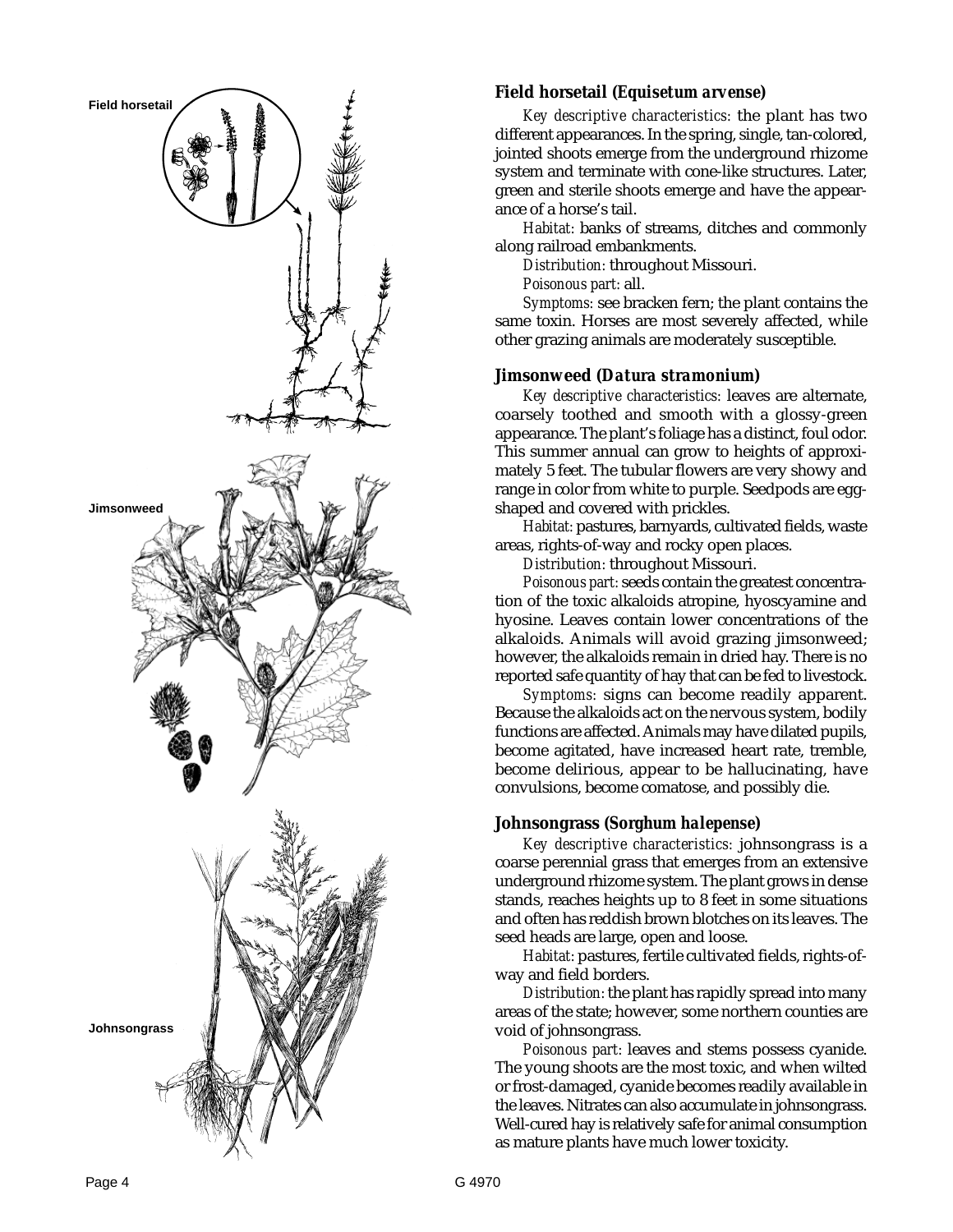### Field horsetail (*Equisetum arvense*)

*Key descriptive characteristics:* the plant has two different appearances. In the spring, single, tan-colored, jointed shoots emerge from the underground rhizome system and terminate with cone-like structures. Later, green and sterile shoots emerge and have the appearance of a horse's tail.

*Habitat:* banks of streams, ditches and commonly along railroad embankments.

*Distribution:* throughout Missouri.

*Poisonous part:* all.

*Symptoms:* see bracken fern; the plant contains the same toxin. Horses are most severely affected, while other grazing animals are moderately susceptible.

### Jimsonweed (*Datura stramonium*)

*Key descriptive characteristics:* leaves are alternate, coarsely toothed and smooth with a glossy-green appearance. The plant's foliage has a distinct, foul odor. This summer annual can grow to heights of approximately 5 feet. The tubular flowers are very showy and range in color from white to purple. Seedpods are egg-shaped and covered with prickles.

*Habitat:* pastures, barnyards, cultivated fields, waste areas, rights-of-way and rocky open places.

*Distribution:* throughout Missouri.

*Poisonous part:* seeds contain the greatest concentration of the toxic alkaloids atropine, hyoscyamine and hyosine. Leaves contain lower concentrations of the alkaloids. Animals will avoid grazing jimsonweed; however, the alkaloids remain in dried hay. There is no reported safe quantity of hay that can be fed to livestock.

*Symptoms:* signs can become readily apparent. Because the alkaloids act on the nervous system, bodily functions are affected. Animals may have dilated pupils, become agitated, have increased heart rate, tremble, become delirious, appear to be hallucinating, have convulsions, become comatose, and possibly die.

### Johnsongrass (*Sorghum halepense*)

*Key descriptive characteristics:* johnsongrass is a coarse perennial grass that emerges from an extensive underground rhizome system. The plant grows in dense stands, reaches heights up to 8 feet in some situations and often has reddish brown blotches on its leaves. The seed heads are large, open and loose.

*Habitat:* pastures, fertile cultivated fields, rights-of-way and field borders.

*Distribution:* the plant has rapidly spread into many areas of the state; however, some northern counties are void of johnsongrass.

*Poisonous part:* leaves and stems possess cyanide. The young shoots are the most toxic, and when wilted or frost-damaged, cyanide becomes readily available in the leaves. Nitrates can also accumulate in johnsongrass. Well-cured hay is relatively safe for animal consumption as mature plants have much lower toxicity.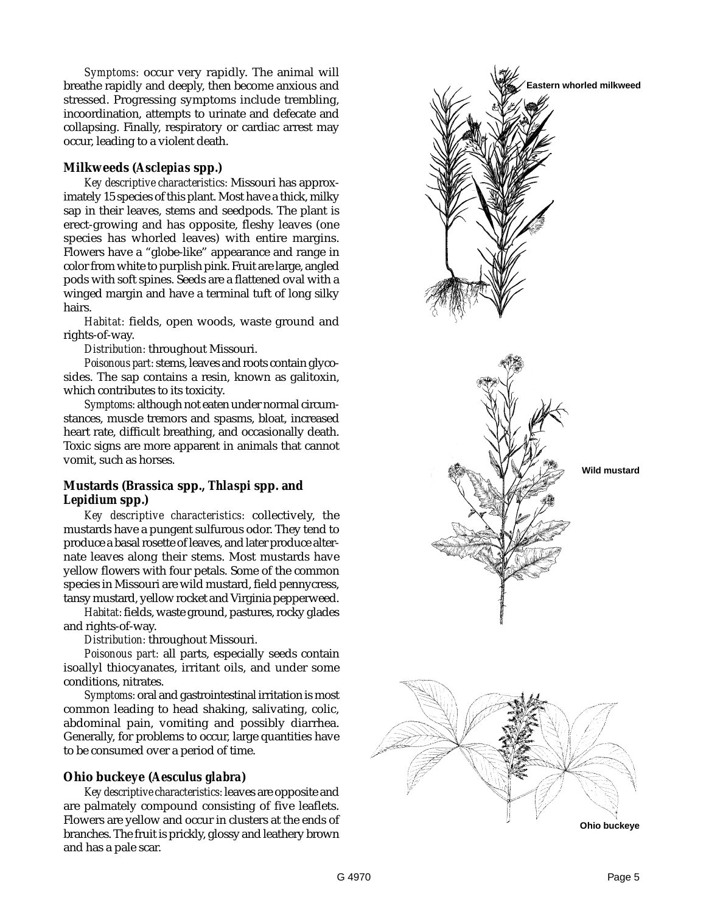*Symptoms:* occur very rapidly. The animal will breathe rapidly and deeply, then become anxious and stressed. Progressing symptoms include trembling, incoordination, attempts to urinate and defecate and collapsing. Finally, respiratory or cardiac arrest may occur, leading to a violent death.

### Milkweeds (*Asclepias* spp.)

*Key descriptive characteristics:* Missouri has approximately 15 species of this plant. Most have a thick, milky sap in their leaves, stems and seedpods. The plant is erect-growing and has opposite, fleshy leaves (one species has whorled leaves) with entire margins. Flowers have a "globe-like" appearance and range in color from white to purplish pink. Fruit are large, angled pods with soft spines. Seeds are a flattened oval with a winged margin and have a terminal tuft of long silky hairs.

*Habitat:* fields, open woods, waste ground and rights-of-way.

*Distribution:* throughout Missouri.

*Poisonous part:* stems, leaves and roots contain glycosides. The sap contains a resin, known as galitoxin, which contributes to its toxicity.

*Symptoms:* although not eaten under normal circumstances, muscle tremors and spasms, bloat, increased heart rate, difficult breathing, and occasionally death. Toxic signs are more apparent in animals that cannot vomit, such as horses.

### Mustards (*Brassica* spp., *Thlaspi* spp. and *Lepidium* spp.)

*Key descriptive characteristics:* collectively, the mustards have a pungent sulfurous odor. They tend to produce a basal rosette of leaves, and later produce alternate leaves along their stems. Most mustards have yellow flowers with four petals. Some of the common species in Missouri are wild mustard, field pennycress, tansy mustard, yellow rocket and Virginia pepperweed.

*Habitat:* fields, waste ground, pastures, rocky glades and rights-of-way.

*Distribution:* throughout Missouri.

*Poisonous part:* all parts, especially seeds contain isoallyl thiocyanates, irritant oils, and under some conditions, nitrates.

*Symptoms:* oral and gastrointestinal irritation is most common leading to head shaking, salivating, colic, abdominal pain, vomiting and possibly diarrhea. Generally, for problems to occur, large quantities have to be consumed over a period of time.

### Ohio buckeye (*Aesculus glabra*)

*Key descriptive characteristics:* leaves are opposite and are palmately compound consisting of five leaflets. Flowers are yellow and occur in clusters at the ends of branches. The fruit is prickly, glossy and leathery brown and has a pale scar.

Eastern whorled milkweed

Wild mustard

Ohio buckeye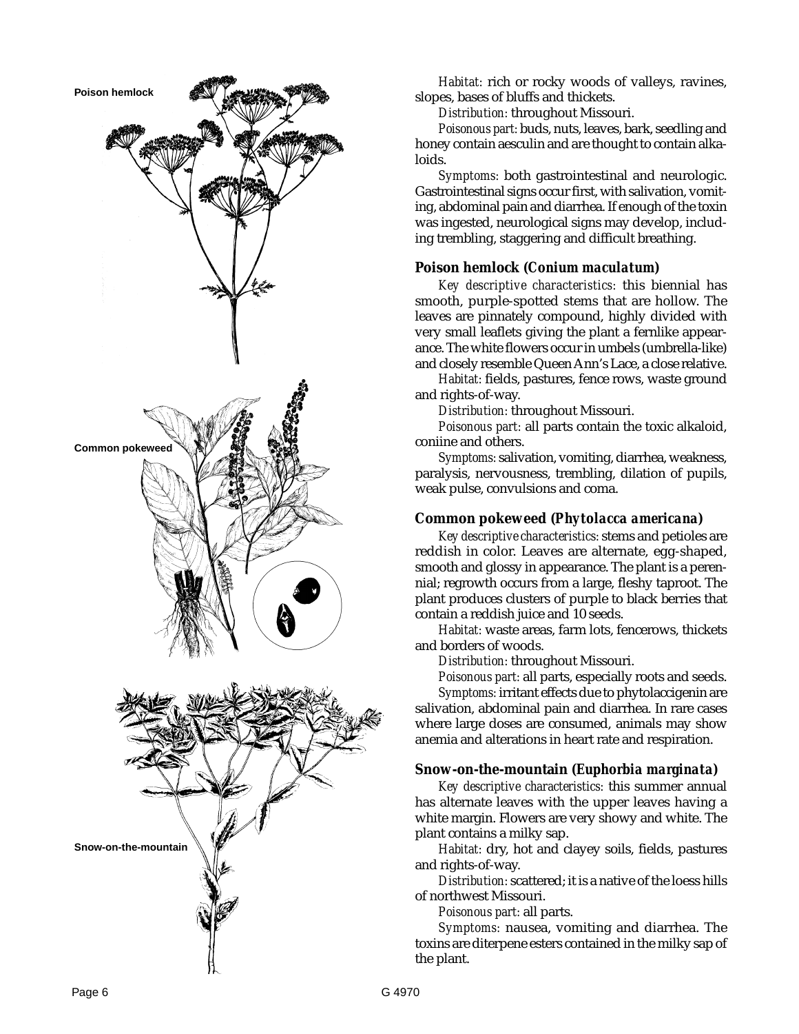*Habitat:* rich or rocky woods of valleys, ravines, slopes, bases of bluffs and thickets.

*Distribution:* throughout Missouri.

*Poisonous part:* buds, nuts, leaves, bark, seedling and honey contain aesculin and are thought to contain alkaloids.

*Symptoms:* both gastrointestinal and neurologic. Gastrointestinal signs occur first, with salivation, vomiting, abdominal pain and diarrhea. If enough of the toxin was ingested, neurological signs may develop, including trembling, staggering and difficult breathing.

### Poison hemlock (*Conium maculatum*)

*Key descriptive characteristics:* this biennial has smooth, purple-spotted stems that are hollow. The leaves are pinnately compound, highly divided with very small leaflets giving the plant a fernlike appearance. The white flowers occur in umbels (umbrella-like) and closely resemble Queen Ann's Lace, a close relative.

*Habitat:* fields, pastures, fence rows, waste ground and rights-of-way.

*Distribution:* throughout Missouri.

*Poisonous part:* all parts contain the toxic alkaloid, coniine and others.

*Symptoms:* salivation, vomiting, diarrhea, weakness, paralysis, nervousness, trembling, dilation of pupils, weak pulse, convulsions and coma.

### Common pokeweed (*Phytolacca americana*)

*Key descriptive characteristics:* stems and petioles are reddish in color. Leaves are alternate, egg-shaped, smooth and glossy in appearance. The plant is a perennial; regrowth occurs from a large, fleshy taproot. The plant produces clusters of purple to black berries that contain a reddish juice and 10 seeds.

*Habitat:* waste areas, farm lots, fencerows, thickets and borders of woods.

*Distribution:* throughout Missouri.

*Poisonous part:* all parts, especially roots and seeds.

*Symptoms:* irritant effects due to phytolaccigenin are salivation, abdominal pain and diarrhea. In rare cases where large doses are consumed, animals may show anemia and alterations in heart rate and respiration.

### Snow-on-the-mountain (*Euphorbia marginata*)

*Key descriptive characteristics:* this summer annual has alternate leaves with the upper leaves having a white margin. Flowers are very showy and white. The plant contains a milky sap.

*Habitat:* dry, hot and clayey soils, fields, pastures and rights-of-way.

*Distribution:* scattered; it is a native of the loess hills of northwest Missouri.

*Poisonous part:* all parts.

*Symptoms:* nausea, vomiting and diarrhea. The toxins are diterpene esters contained in the milky sap of the plant.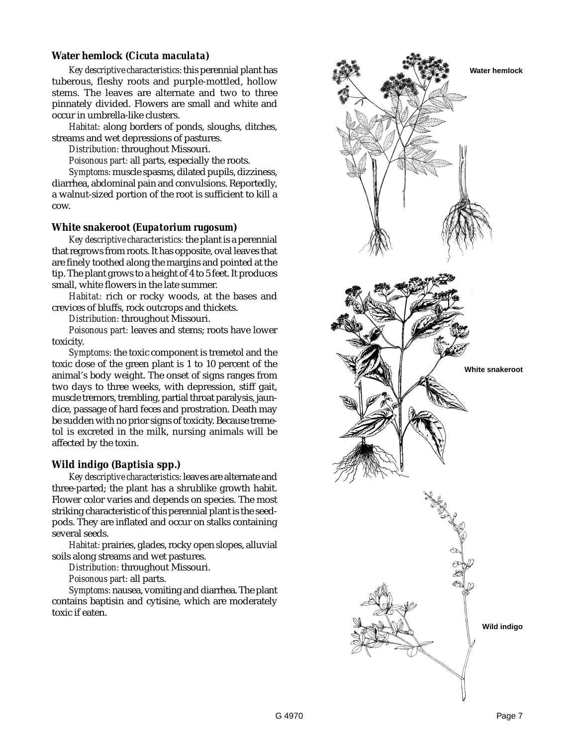### Water hemlock (*Cicuta maculata*)

*Key descriptive characteristics*: this perennial plant has tuberous, fleshy roots and purple-mottled, hollow stems. The leaves are alternate and two to three pinnately divided. Flowers are small and white and occur in umbrella-like clusters.

*Habitat*: along borders of ponds, sloughs, ditches, streams and wet depressions of pastures.

*Distribution*: throughout Missouri.

*Poisonous part*: all parts, especially the roots.

*Symptoms*: muscle spasms, dilated pupils, dizziness, diarrhea, abdominal pain and convulsions. Reportedly, a walnut-sized portion of the root is sufficient to kill a cow.

### White snakeroot (*Eupatorium rugosum*)

*Key descriptive characteristics*: the plant is a perennial that regrows from roots. It has opposite, oval leaves that are finely toothed along the margins and pointed at the tip. The plant grows to a height of 4 to 5 feet. It produces small, white flowers in the late summer.

*Habitat*: rich or rocky woods, at the bases and crevices of bluffs, rock outcrops and thickets.

*Distribution*: throughout Missouri.

*Poisonous part*: leaves and stems; roots have lower toxicity.

*Symptoms*: the toxic component is tremetol and the toxic dose of the green plant is 1 to 10 percent of the animal's body weight. The onset of signs ranges from two days to three weeks, with depression, stiff gait, muscle tremors, trembling, partial throat paralysis, jaundice, passage of hard feces and prostration. Death may be sudden with no prior signs of toxicity. Because tremetol is excreted in the milk, nursing animals will be affected by the toxin.

### Wild indigo (*Baptisia spp.*)

*Key descriptive characteristics*: leaves are alternate and three-parted; the plant has a shrublike growth habit. Flower color varies and depends on species. The most striking characteristic of this perennial plant is the seedpods. They are inflated and occur on stalks containing several seeds.

*Habitat*: prairies, glades, rocky open slopes, alluvial soils along streams and wet pastures.

*Distribution*: throughout Missouri.

*Poisonous part*: all parts.

*Symptoms*: nausea, vomiting and diarrhea. The plant contains baptisin and cytisine, which are moderately toxic if eaten.

Water hemlock

White snakeroot

Wild indigo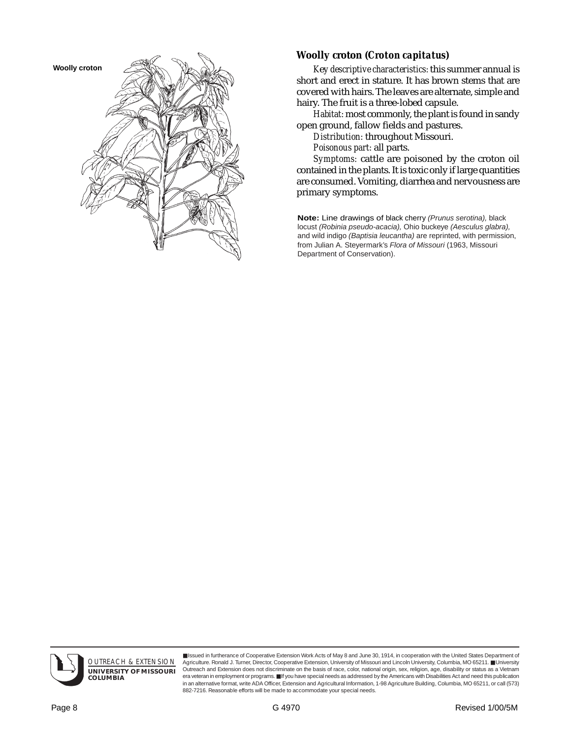Woolly croton

### Woolly croton (*Croton capitatus*)

*Key descriptive characteristics:* this summer annual is short and erect in stature. It has brown stems that are covered with hairs. The leaves are alternate, simple and hairy. The fruit is a three-lobed capsule.

*Habitat:* most commonly, the plant is found in sandy open ground, fallow fields and pastures.

*Distribution:* throughout Missouri.

*Poisonous part:* all parts.

*Symptoms:* cattle are poisoned by the croton oil contained in the plants. It is toxic only if large quantities are consumed. Vomiting, diarrhea and nervousness are primary symptoms.

**Note:** Line drawings of black cherry *(Prunus serotina),* black locust *(Robinia pseudo-acacia),* Ohio buckeye *(Aesculus glabra),* and wild indigo *(Baptisia leucantha)* are reprinted, with permission, from Julian A. Steyermark's *Flora of Missouri* (1963, Missouri Department of Conservation).

OUTREACH & EXTENSION
**UNIVERSITY OF MISSOURI COLUMBIA**

■ Issued in furtherance of Cooperative Extension Work Acts of May 8 and June 30, 1914, in cooperation with the United States Department of Agriculture. Ronald J. Turner, Director, Cooperative Extension, University of Missouri and Lincoln University, Columbia, MO 65211. ■ University Outreach and Extension does not discriminate on the basis of race, color, national origin, sex, religion, age, disability or status as a Vietnam era veteran in employment or programs. ■ If you have special needs as addressed by the Americans with Disabilities Act and need this publication in an alternative format, write ADA Officer, Extension and Agricultural Information, 1-98 Agriculture Building, Columbia, MO 65211, or call (573) 882-7216. Reasonable efforts will be made to accommodate your special needs.

G 4970 Revised 1/00/5M